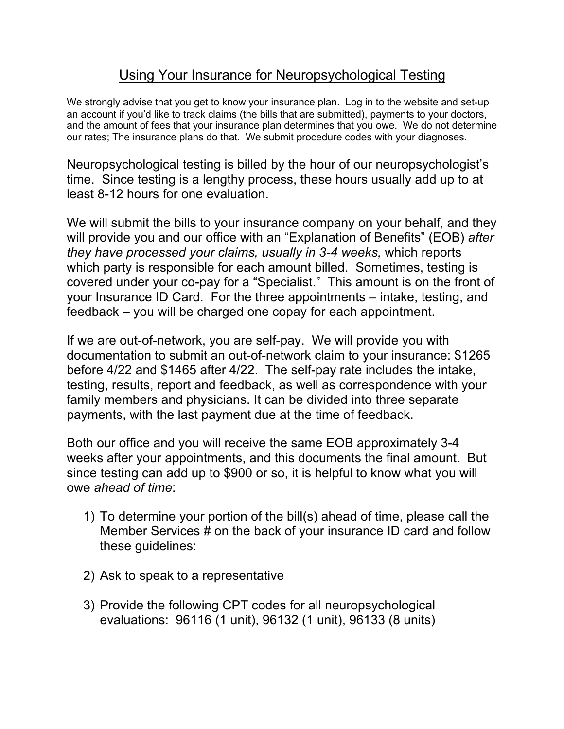# Using Your Insurance for Neuropsychological Testing

We strongly advise that you get to know your insurance plan. Log in to the website and set-up an account if you'd like to track claims (the bills that are submitted), payments to your doctors, and the amount of fees that your insurance plan determines that you owe. We do not determine our rates; The insurance plans do that. We submit procedure codes with your diagnoses.

Neuropsychological testing is billed by the hour of our neuropsychologist's time. Since testing is a lengthy process, these hours usually add up to at least 8-12 hours for one evaluation.

We will submit the bills to your insurance company on your behalf, and they will provide you and our office with an "Explanation of Benefits" (EOB) *after they have processed your claims, usually in 3-4 weeks,* which reports which party is responsible for each amount billed. Sometimes, testing is covered under your co-pay for a "Specialist." This amount is on the front of your Insurance ID Card. For the three appointments – intake, testing, and feedback – you will be charged one copay for each appointment.

If we are out-of-network, you are self-pay. We will provide you with documentation to submit an out-of-network claim to your insurance: $1265 before 4/22 and $1465 after 4/22. The self-pay rate includes the intake, testing, results, report and feedback, as well as correspondence with your family members and physicians. It can be divided into three separate payments, with the last payment due at the time of feedback.

Both our office and you will receive the same EOB approximately 3-4 weeks after your appointments, and this documents the final amount. But since testing can add up to $900 or so, it is helpful to know what you will owe *ahead of time*:

1) To determine your portion of the bill(s) ahead of time, please call the Member Services # on the back of your insurance ID card and follow these guidelines:

2) Ask to speak to a representative

3) Provide the following CPT codes for all neuropsychological evaluations: 96116 (1 unit), 96132 (1 unit), 96133 (8 units)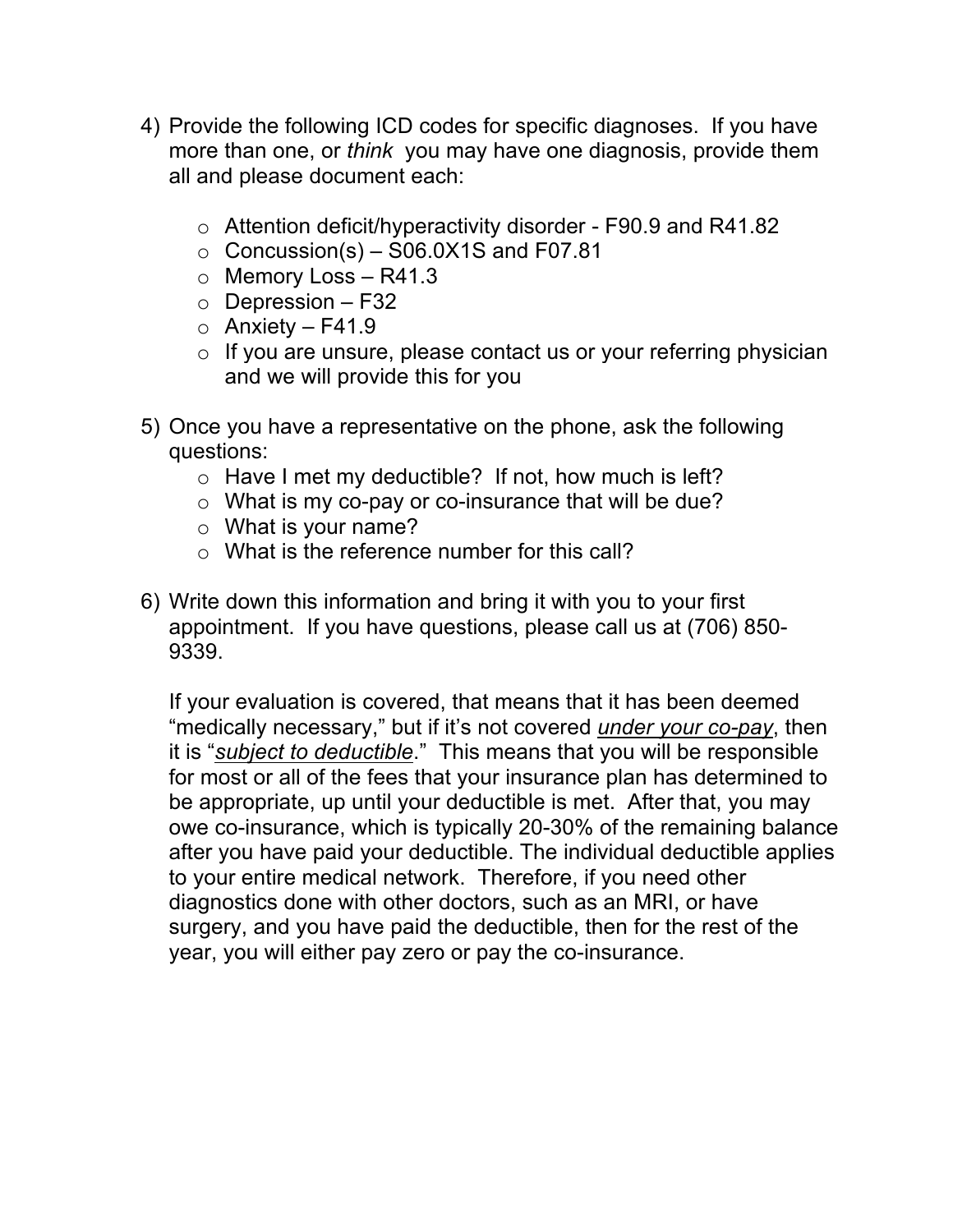4) Provide the following ICD codes for specific diagnoses. If you have more than one, or *think* you may have one diagnosis, provide them all and please document each:

   - Attention deficit/hyperactivity disorder - F90.9 and R41.82
   - Concussion(s) – S06.0X1S and F07.81
   - Memory Loss – R41.3
   - Depression – F32
   - Anxiety – F41.9
   - If you are unsure, please contact us or your referring physician and we will provide this for you

5) Once you have a representative on the phone, ask the following questions:
   - Have I met my deductible? If not, how much is left?
   - What is my co-pay or co-insurance that will be due?
   - What is your name?
   - What is the reference number for this call?

6) Write down this information and bring it with you to your first appointment. If you have questions, please call us at (706) 850-9339.

   If your evaluation is covered, that means that it has been deemed "medically necessary," but if it's not covered ***under your co-pay***, then it is "***subject to deductible***." This means that you will be responsible for most or all of the fees that your insurance plan has determined to be appropriate, up until your deductible is met. After that, you may owe co-insurance, which is typically 20-30% of the remaining balance after you have paid your deductible. The individual deductible applies to your entire medical network. Therefore, if you need other diagnostics done with other doctors, such as an MRI, or have surgery, and you have paid the deductible, then for the rest of the year, you will either pay zero or pay the co-insurance.